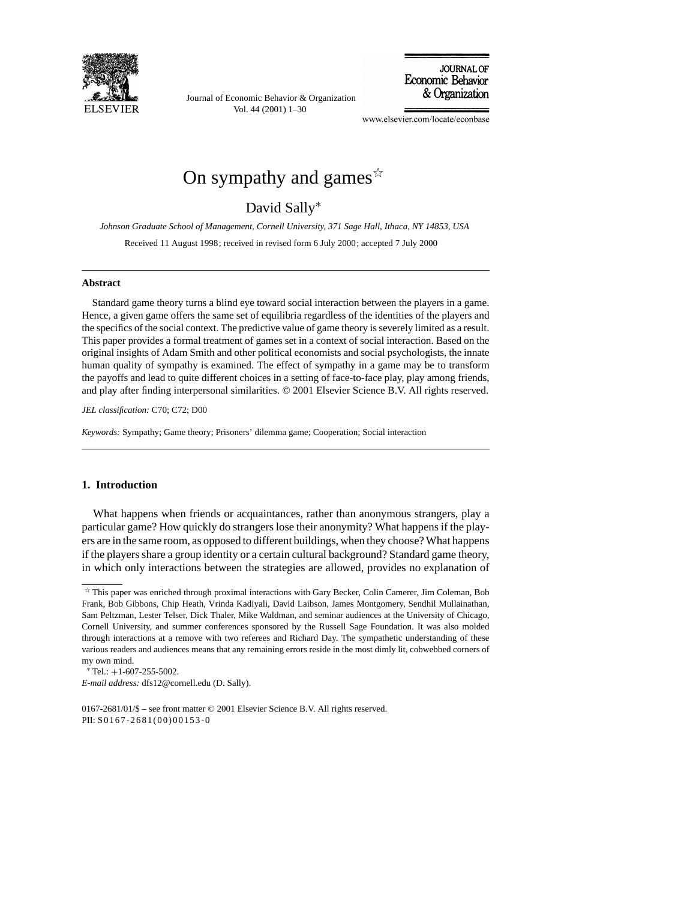# On sympathy and games☆

David Sally*

*Johnson Graduate School of Management, Cornell University, 371 Sage Hall, Ithaca, NY 14853, USA*

Received 11 August 1998; received in revised form 6 July 2000; accepted 7 July 2000

---

**Abstract**

Standard game theory turns a blind eye toward social interaction between the players in a game. Hence, a given game offers the same set of equilibria regardless of the identities of the players and the specifics of the social context. The predictive value of game theory is severely limited as a result. This paper provides a formal treatment of games set in a context of social interaction. Based on the original insights of Adam Smith and other political economists and social psychologists, the innate human quality of sympathy is examined. The effect of sympathy in a game may be to transform the payoffs and lead to quite different choices in a setting of face-to-face play, play among friends, and play after finding interpersonal similarities. © 2001 Elsevier Science B.V. All rights reserved.

*JEL classification:* C70; C72; D00

*Keywords:* Sympathy; Game theory; Prisoners' dilemma game; Cooperation; Social interaction

---

## 1. Introduction

What happens when friends or acquaintances, rather than anonymous strangers, play a particular game? How quickly do strangers lose their anonymity? What happens if the players are in the same room, as opposed to different buildings, when they choose? What happens if the players share a group identity or a certain cultural background? Standard game theory, in which only interactions between the strategies are allowed, provides no explanation of

---

☆ This paper was enriched through proximal interactions with Gary Becker, Colin Camerer, Jim Coleman, Bob Frank, Bob Gibbons, Chip Heath, Vrinda Kadiyali, David Laibson, James Montgomery, Sendhil Mullainathan, Sam Peltzman, Lester Telser, Dick Thaler, Mike Waldman, and seminar audiences at the University of Chicago, Cornell University, and summer conferences sponsored by the Russell Sage Foundation. It was also molded through interactions at a remove with two referees and Richard Day. The sympathetic understanding of these various readers and audiences means that any remaining errors reside in the most dimly lit, cobwebbed corners of my own mind.

\* Tel.: +1-607-255-5002.

*E-mail address:* dfs12@cornell.edu (D. Sally).

0167-2681/01/$ – see front matter © 2001 Elsevier Science B.V. All rights reserved.
PII: S0167-2681(00)00153-0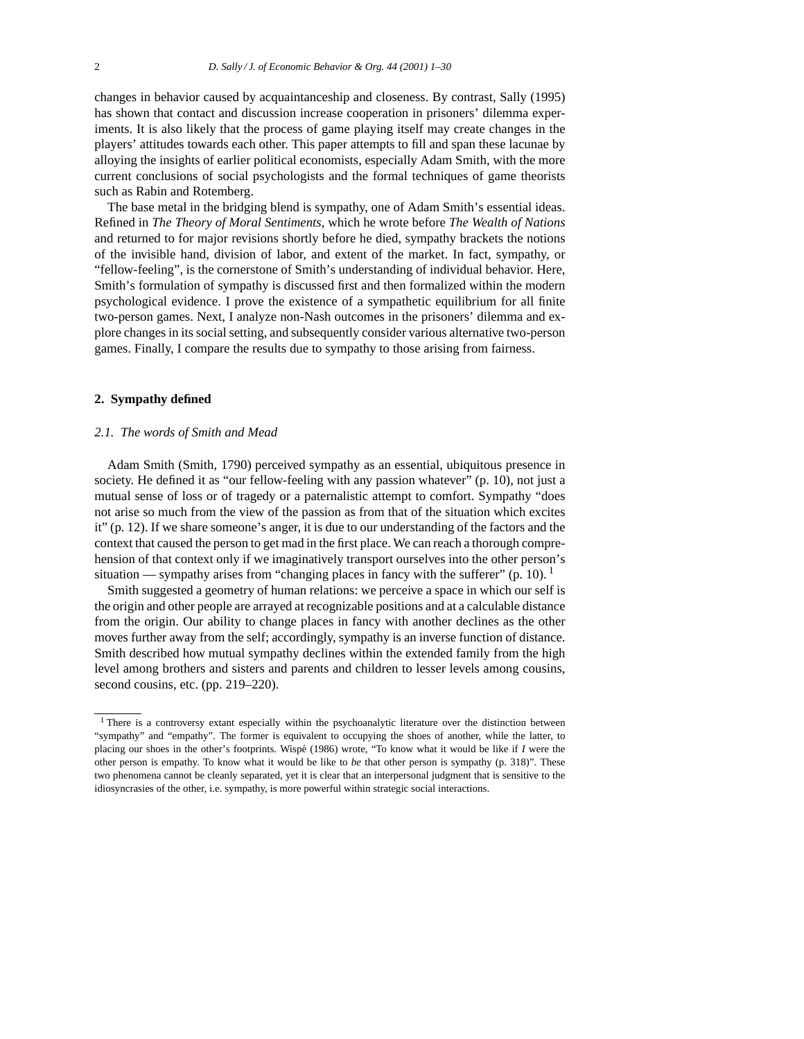changes in behavior caused by acquaintanceship and closeness. By contrast, Sally (1995) has shown that contact and discussion increase cooperation in prisoners' dilemma experiments. It is also likely that the process of game playing itself may create changes in the players' attitudes towards each other. This paper attempts to fill and span these lacunae by alloying the insights of earlier political economists, especially Adam Smith, with the more current conclusions of social psychologists and the formal techniques of game theorists such as Rabin and Rotemberg.

The base metal in the bridging blend is sympathy, one of Adam Smith's essential ideas. Refined in *The Theory of Moral Sentiments*, which he wrote before *The Wealth of Nations* and returned to for major revisions shortly before he died, sympathy brackets the notions of the invisible hand, division of labor, and extent of the market. In fact, sympathy, or "fellow-feeling", is the cornerstone of Smith's understanding of individual behavior. Here, Smith's formulation of sympathy is discussed first and then formalized within the modern psychological evidence. I prove the existence of a sympathetic equilibrium for all finite two-person games. Next, I analyze non-Nash outcomes in the prisoners' dilemma and explore changes in its social setting, and subsequently consider various alternative two-person games. Finally, I compare the results due to sympathy to those arising from fairness.

## 2. Sympathy defined

### *2.1. The words of Smith and Mead*

Adam Smith (Smith, 1790) perceived sympathy as an essential, ubiquitous presence in society. He defined it as "our fellow-feeling with any passion whatever" (p. 10), not just a mutual sense of loss or of tragedy or a paternalistic attempt to comfort. Sympathy "does not arise so much from the view of the passion as from that of the situation which excites it" (p. 12). If we share someone's anger, it is due to our understanding of the factors and the context that caused the person to get mad in the first place. We can reach a thorough comprehension of that context only if we imaginatively transport ourselves into the other person's situation — sympathy arises from "changing places in fancy with the sufferer" (p. 10).[1]

Smith suggested a geometry of human relations: we perceive a space in which our self is the origin and other people are arrayed at recognizable positions and at a calculable distance from the origin. Our ability to change places in fancy with another declines as the other moves further away from the self; accordingly, sympathy is an inverse function of distance. Smith described how mutual sympathy declines within the extended family from the high level among brothers and sisters and parents and children to lesser levels among cousins, second cousins, etc. (pp. 219–220).

---

[1] There is a controversy extant especially within the psychoanalytic literature over the distinction between "sympathy" and "empathy". The former is equivalent to occupying the shoes of another, while the latter, to placing our shoes in the other's footprints. Wispé (1986) wrote, "To know what it would be like if *I* were the other person is empathy. To know what it would be like to *be* that other person is sympathy (p. 318)". These two phenomena cannot be cleanly separated, yet it is clear that an interpersonal judgment that is sensitive to the idiosyncrasies of the other, i.e. sympathy, is more powerful within strategic social interactions.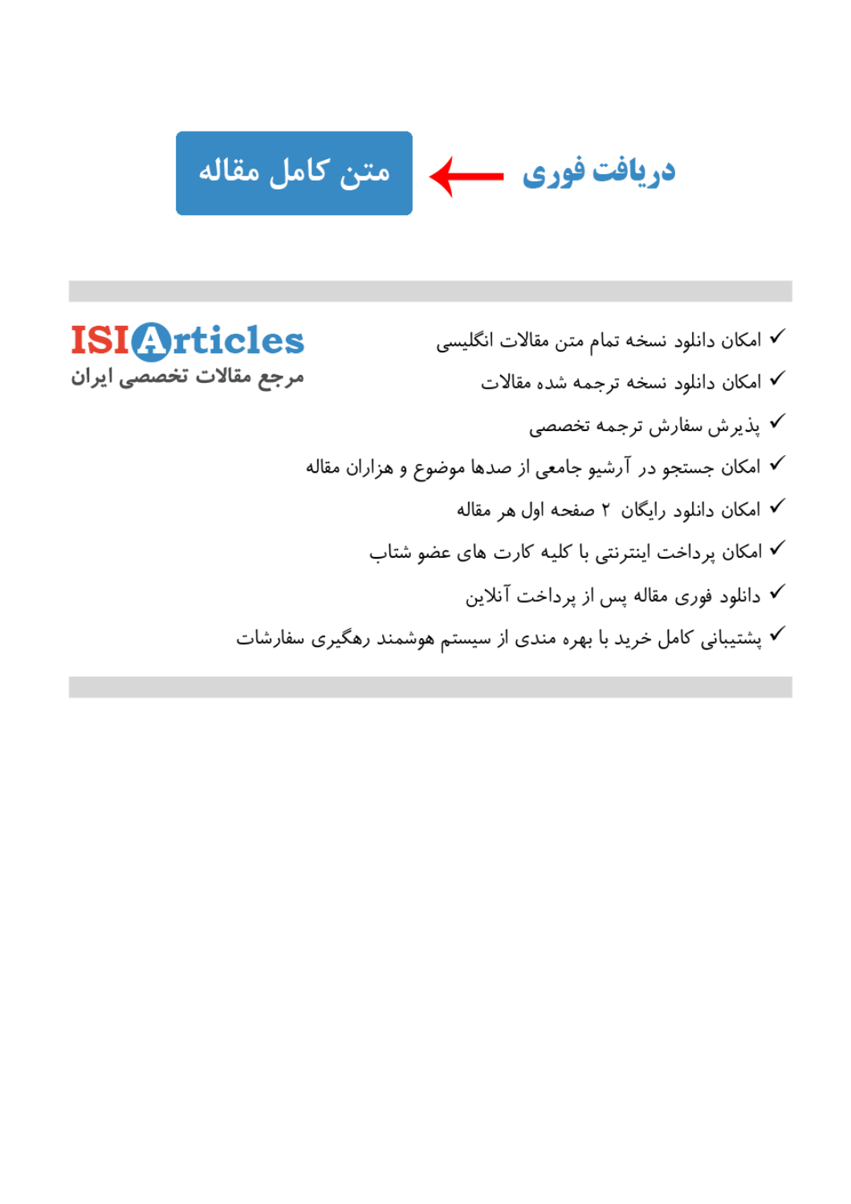دریافت فوری ← متن کامل مقاله

ISIArticles
مرجع مقالات تخصصی ایران

- ✓ امکان دانلود نسخه تمام متن مقالات انگلیسی
- ✓ امکان دانلود نسخه ترجمه شده مقالات
- ✓ پذیرش سفارش ترجمه تخصصی
- ✓ امکان جستجو در آرشیو جامعی از صدها موضوع و هزاران مقاله
- ✓ امکان دانلود رایگان ۲ صفحه اول هر مقاله
- ✓ امکان پرداخت اینترنتی با کلیه کارت های عضو شتاب
- ✓ دانلود فوری مقاله پس از پرداخت آنلاین
- ✓ پشتیبانی کامل خرید با بهره مندی از سیستم هوشمند رهگیری سفارشات